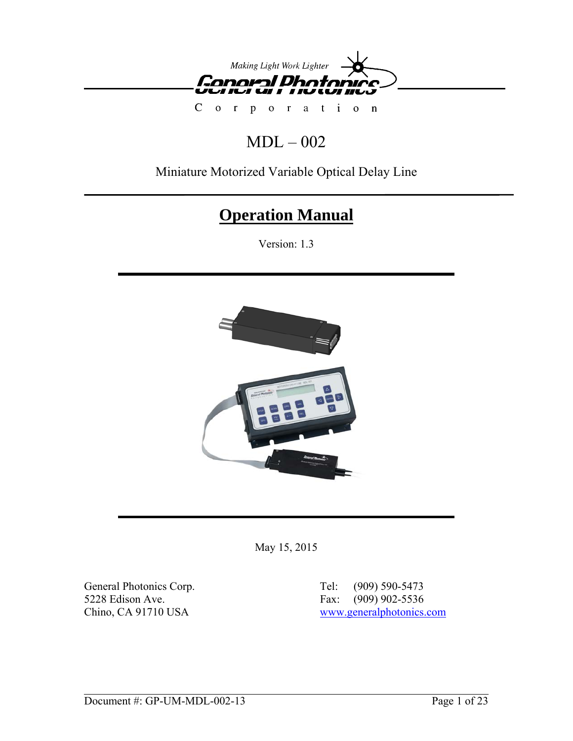*Making Light Work Lighter*

**General Photonics**

Corporation

# MDL – 002

Miniature Motorized Variable Optical Delay Line

## Operation Manual

Version: 1.3

May 15, 2015

General Photonics Corp.
5228 Edison Ave.
Chino, CA 91710 USA

Tel: (909) 590-5473
Fax: (909) 902-5536
www.generalphotonics.com

Document #: GP-UM-MDL-002-13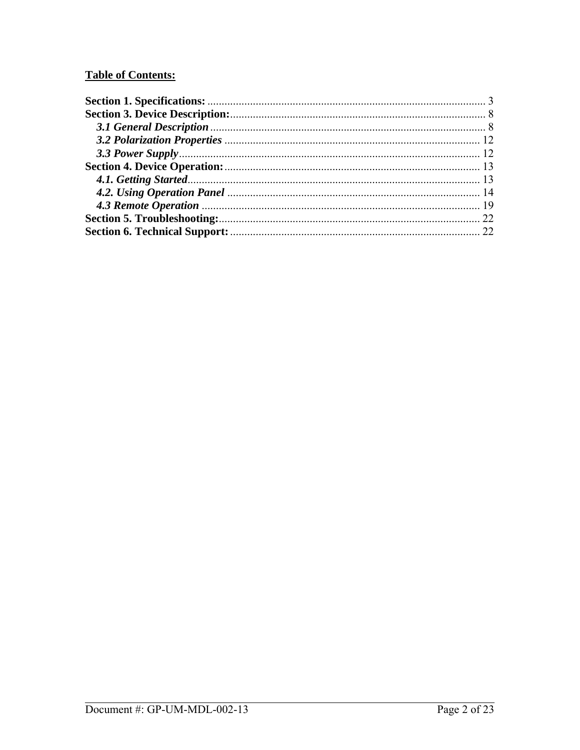**Table of Contents:**

**Section 1. Specifications:** .................................................................................................. 3
**Section 3. Device Description:**.......................................................................................... 8
   ***3.1 General Description*** ................................................................................................ 8
   ***3.2 Polarization Properties*** .......................................................................................... 12
   ***3.3 Power Supply***.......................................................................................................... 12
**Section 4. Device Operation:**.......................................................................................... 13
   ***4.1. Getting Started***...................................................................................................... 13
   ***4.2. Using Operation Panel*** ......................................................................................... 14
   ***4.3 Remote Operation*** .................................................................................................. 19
**Section 5. Troubleshooting:**............................................................................................ 22
**Section 6. Technical Support:**........................................................................................ 22

Document #: GP-UM-MDL-002-13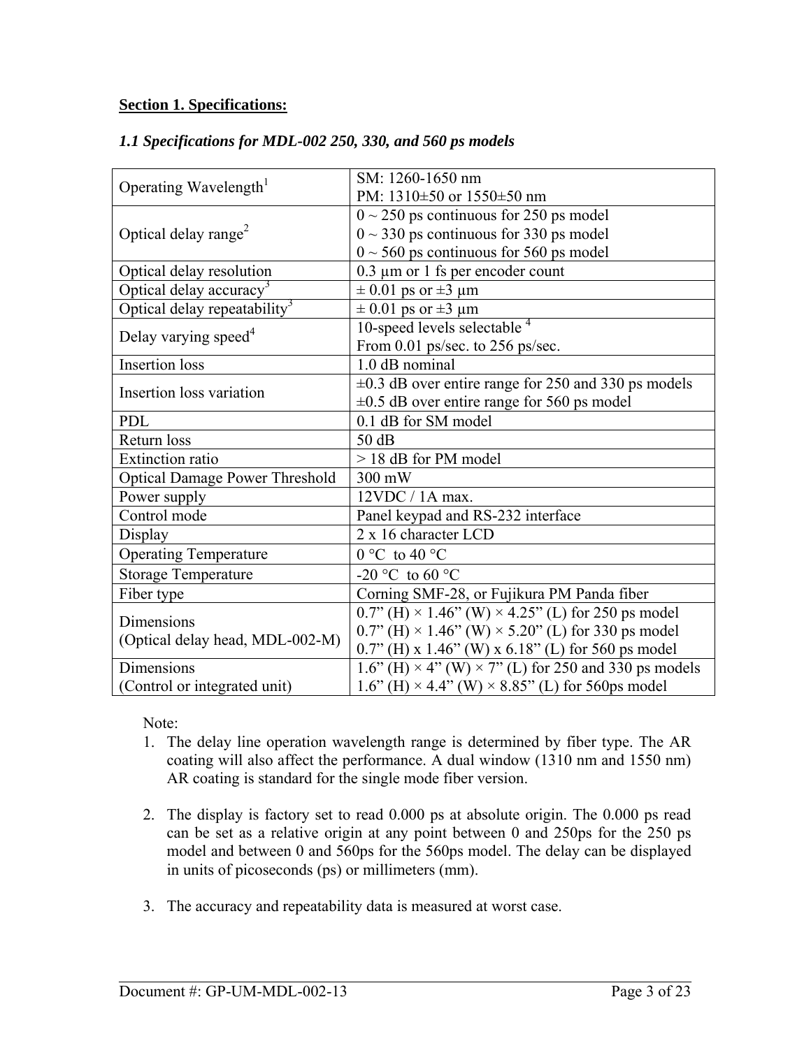## Section 1. Specifications:

### *1.1 Specifications for MDL-002 250, 330, and 560 ps models*

| Operating Wavelength[1] | SM: 1260-1650 nm<br>PM: 1310±50 or 1550±50 nm |
|---|---|
| Optical delay range[2] | 0 ~ 250 ps continuous for 250 ps model<br>0 ~ 330 ps continuous for 330 ps model<br>0 ~ 560 ps continuous for 560 ps model |
| Optical delay resolution | 0.3 μm or 1 fs per encoder count |
| Optical delay accuracy[3] | ± 0.01 ps or ±3 μm |
| Optical delay repeatability[3] | ± 0.01 ps or ±3 μm |
| Delay varying speed[4] | 10-speed levels selectable [4]<br>From 0.01 ps/sec. to 256 ps/sec. |
| Insertion loss | 1.0 dB nominal |
| Insertion loss variation | ±0.3 dB over entire range for 250 and 330 ps models<br>±0.5 dB over entire range for 560 ps model |
| PDL | 0.1 dB for SM model |
| Return loss | 50 dB |
| Extinction ratio | > 18 dB for PM model |
| Optical Damage Power Threshold | 300 mW |
| Power supply | 12VDC / 1A max. |
| Control mode | Panel keypad and RS-232 interface |
| Display | 2 x 16 character LCD |
| Operating Temperature | 0 °C to 40 °C |
| Storage Temperature | -20 °C to 60 °C |
| Fiber type | Corning SMF-28, or Fujikura PM Panda fiber |
| Dimensions<br>(Optical delay head, MDL-002-M) | 0.7” (H) × 1.46” (W) × 4.25” (L) for 250 ps model<br>0.7” (H) × 1.46” (W) × 5.20” (L) for 330 ps model<br>0.7” (H) x 1.46” (W) x 6.18” (L) for 560 ps model |
| Dimensions<br>(Control or integrated unit) | 1.6” (H) × 4” (W) × 7” (L) for 250 and 330 ps models<br>1.6” (H) × 4.4” (W) × 8.85” (L) for 560ps model |

Note:

1. The delay line operation wavelength range is determined by fiber type. The AR coating will also affect the performance. A dual window (1310 nm and 1550 nm) AR coating is standard for the single mode fiber version.

2. The display is factory set to read 0.000 ps at absolute origin. The 0.000 ps read can be set as a relative origin at any point between 0 and 250ps for the 250 ps model and between 0 and 560ps for the 560ps model. The delay can be displayed in units of picoseconds (ps) or millimeters (mm).

3. The accuracy and repeatability data is measured at worst case.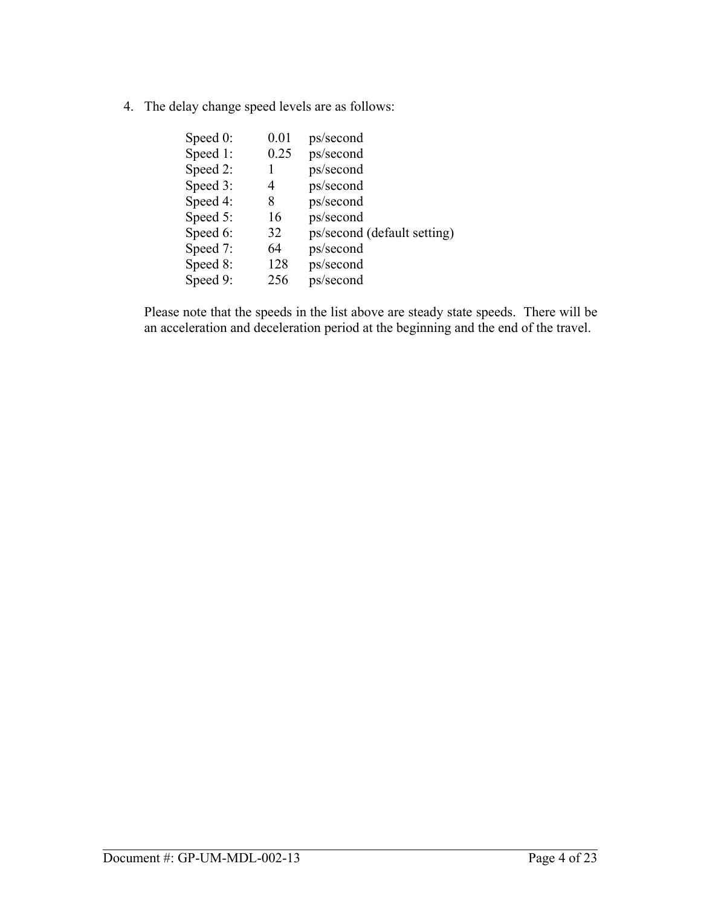4. The delay change speed levels are as follows:

| | | |
|---|---|---|
| Speed 0: | 0.01 | ps/second |
| Speed 1: | 0.25 | ps/second |
| Speed 2: | 1 | ps/second |
| Speed 3: | 4 | ps/second |
| Speed 4: | 8 | ps/second |
| Speed 5: | 16 | ps/second |
| Speed 6: | 32 | ps/second (default setting) |
| Speed 7: | 64 | ps/second |
| Speed 8: | 128 | ps/second |
| Speed 9: | 256 | ps/second |

Please note that the speeds in the list above are steady state speeds. There will be an acceleration and deceleration period at the beginning and the end of the travel.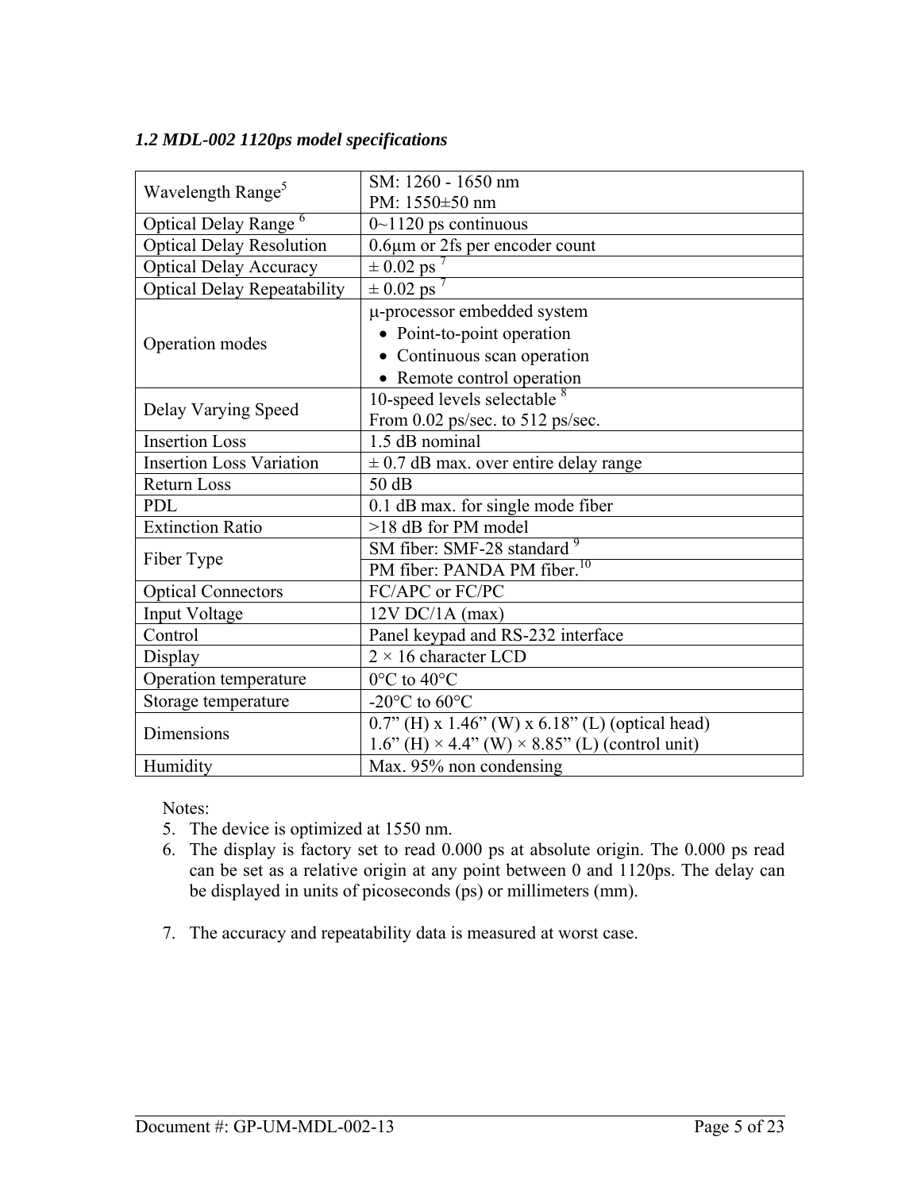### *1.2 MDL-002 1120ps model specifications*

| | |
|---|---|
| Wavelength Range[5] | SM: 1260 - 1650 nm<br>PM: 1550±50 nm |
| Optical Delay Range [6] | 0~1120 ps continuous |
| Optical Delay Resolution | 0.6μm or 2fs per encoder count |
| Optical Delay Accuracy | ± 0.02 ps [7] |
| Optical Delay Repeatability | ± 0.02 ps [7] |
| Operation modes | μ-processor embedded system<br>• Point-to-point operation<br>• Continuous scan operation<br>• Remote control operation |
| Delay Varying Speed | 10-speed levels selectable [8]<br>From 0.02 ps/sec. to 512 ps/sec. |
| Insertion Loss | 1.5 dB nominal |
| Insertion Loss Variation | ± 0.7 dB max. over entire delay range |
| Return Loss | 50 dB |
| PDL | 0.1 dB max. for single mode fiber |
| Extinction Ratio | >18 dB for PM model |
| Fiber Type | SM fiber: SMF-28 standard [9]<br>PM fiber: PANDA PM fiber.[10] |
| Optical Connectors | FC/APC or FC/PC |
| Input Voltage | 12V DC/1A (max) |
| Control | Panel keypad and RS-232 interface |
| Display | 2 × 16 character LCD |
| Operation temperature | 0°C to 40°C |
| Storage temperature | -20°C to 60°C |
| Dimensions | 0.7” (H) x 1.46” (W) x 6.18” (L) (optical head)<br>1.6” (H) × 4.4” (W) × 8.85” (L) (control unit) |
| Humidity | Max. 95% non condensing |

Notes:

5. The device is optimized at 1550 nm.
6. The display is factory set to read 0.000 ps at absolute origin. The 0.000 ps read can be set as a relative origin at any point between 0 and 1120ps. The delay can be displayed in units of picoseconds (ps) or millimeters (mm).

7. The accuracy and repeatability data is measured at worst case.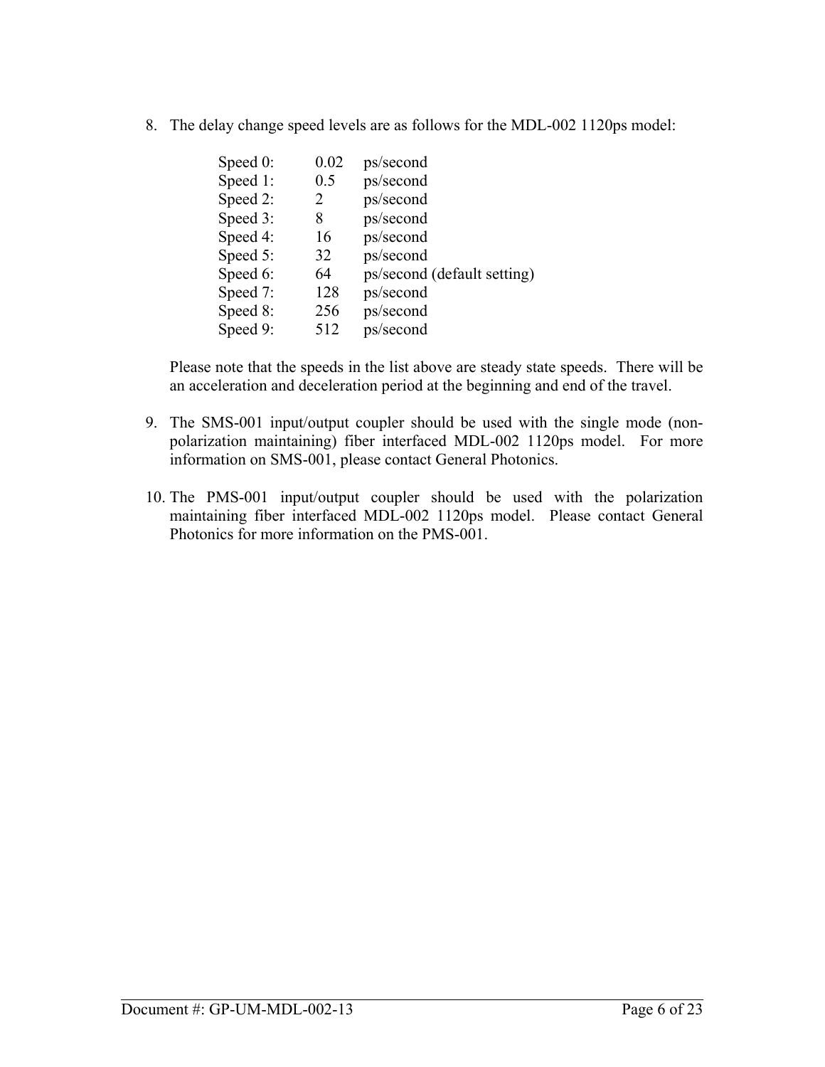8. The delay change speed levels are as follows for the MDL-002 1120ps model:

| | | |
|---|---|---|
| Speed 0: | 0.02 | ps/second |
| Speed 1: | 0.5 | ps/second |
| Speed 2: | 2 | ps/second |
| Speed 3: | 8 | ps/second |
| Speed 4: | 16 | ps/second |
| Speed 5: | 32 | ps/second |
| Speed 6: | 64 | ps/second (default setting) |
| Speed 7: | 128 | ps/second |
| Speed 8: | 256 | ps/second |
| Speed 9: | 512 | ps/second |

   Please note that the speeds in the list above are steady state speeds. There will be an acceleration and deceleration period at the beginning and end of the travel.

9. The SMS-001 input/output coupler should be used with the single mode (non-polarization maintaining) fiber interfaced MDL-002 1120ps model. For more information on SMS-001, please contact General Photonics.

10. The PMS-001 input/output coupler should be used with the polarization maintaining fiber interfaced MDL-002 1120ps model. Please contact General Photonics for more information on the PMS-001.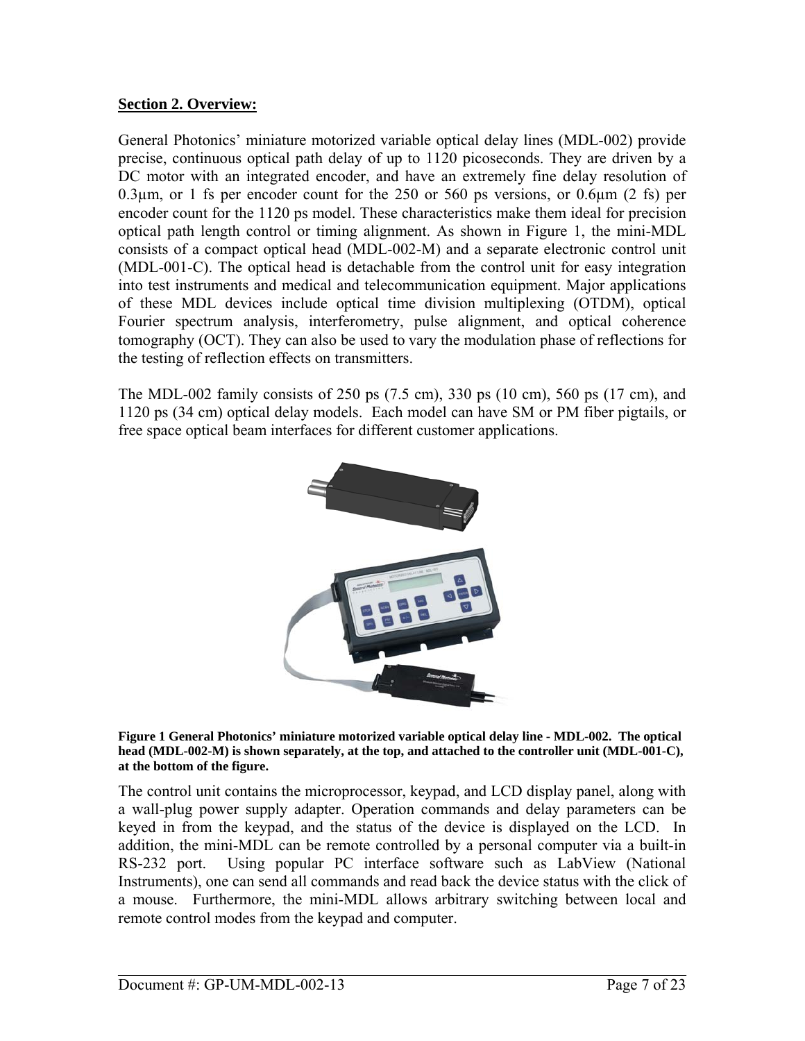## Section 2. Overview:

General Photonics' miniature motorized variable optical delay lines (MDL-002) provide precise, continuous optical path delay of up to 1120 picoseconds. They are driven by a DC motor with an integrated encoder, and have an extremely fine delay resolution of 0.3μm, or 1 fs per encoder count for the 250 or 560 ps versions, or 0.6μm (2 fs) per encoder count for the 1120 ps model. These characteristics make them ideal for precision optical path length control or timing alignment. As shown in Figure 1, the mini-MDL consists of a compact optical head (MDL-002-M) and a separate electronic control unit (MDL-001-C). The optical head is detachable from the control unit for easy integration into test instruments and medical and telecommunication equipment. Major applications of these MDL devices include optical time division multiplexing (OTDM), optical Fourier spectrum analysis, interferometry, pulse alignment, and optical coherence tomography (OCT). They can also be used to vary the modulation phase of reflections for the testing of reflection effects on transmitters.

The MDL-002 family consists of 250 ps (7.5 cm), 330 ps (10 cm), 560 ps (17 cm), and 1120 ps (34 cm) optical delay models. Each model can have SM or PM fiber pigtails, or free space optical beam interfaces for different customer applications.

**Figure 1 General Photonics' miniature motorized variable optical delay line - MDL-002. The optical head (MDL-002-M) is shown separately, at the top, and attached to the controller unit (MDL-001-C), at the bottom of the figure.**

The control unit contains the microprocessor, keypad, and LCD display panel, along with a wall-plug power supply adapter. Operation commands and delay parameters can be keyed in from the keypad, and the status of the device is displayed on the LCD. In addition, the mini-MDL can be remote controlled by a personal computer via a built-in RS-232 port. Using popular PC interface software such as LabView (National Instruments), one can send all commands and read back the device status with the click of a mouse. Furthermore, the mini-MDL allows arbitrary switching between local and remote control modes from the keypad and computer.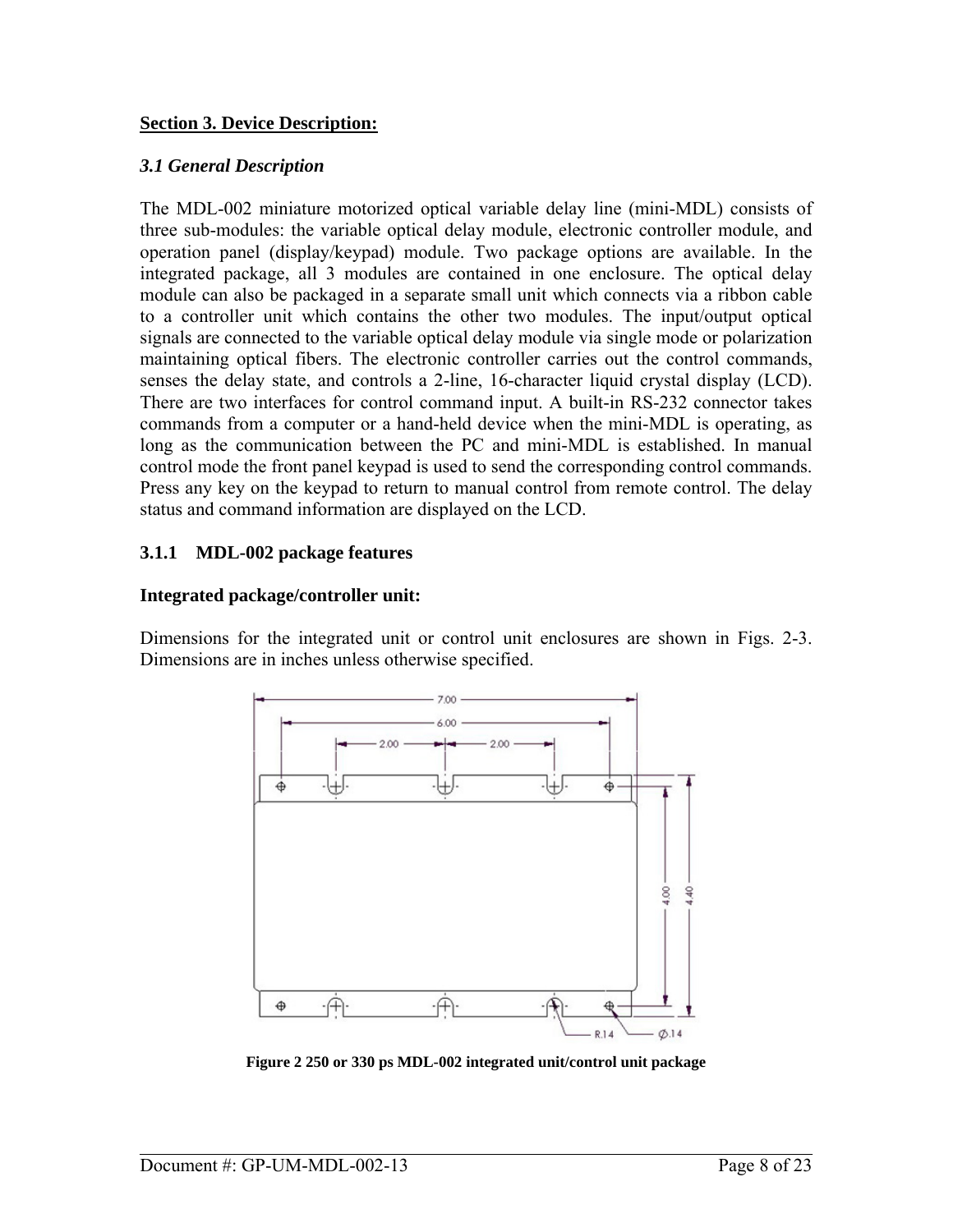## Section 3. Device Description:

### *3.1 General Description*

The MDL-002 miniature motorized optical variable delay line (mini-MDL) consists of three sub-modules: the variable optical delay module, electronic controller module, and operation panel (display/keypad) module. Two package options are available. In the integrated package, all 3 modules are contained in one enclosure. The optical delay module can also be packaged in a separate small unit which connects via a ribbon cable to a controller unit which contains the other two modules. The input/output optical signals are connected to the variable optical delay module via single mode or polarization maintaining optical fibers. The electronic controller carries out the control commands, senses the delay state, and controls a 2-line, 16-character liquid crystal display (LCD). There are two interfaces for control command input. A built-in RS-232 connector takes commands from a computer or a hand-held device when the mini-MDL is operating, as long as the communication between the PC and mini-MDL is established. In manual control mode the front panel keypad is used to send the corresponding control commands. Press any key on the keypad to return to manual control from remote control. The delay status and command information are displayed on the LCD.

#### 3.1.1 MDL-002 package features

**Integrated package/controller unit:**

Dimensions for the integrated unit or control unit enclosures are shown in Figs. 2-3. Dimensions are in inches unless otherwise specified.

**Figure 2 250 or 330 ps MDL-002 integrated unit/control unit package**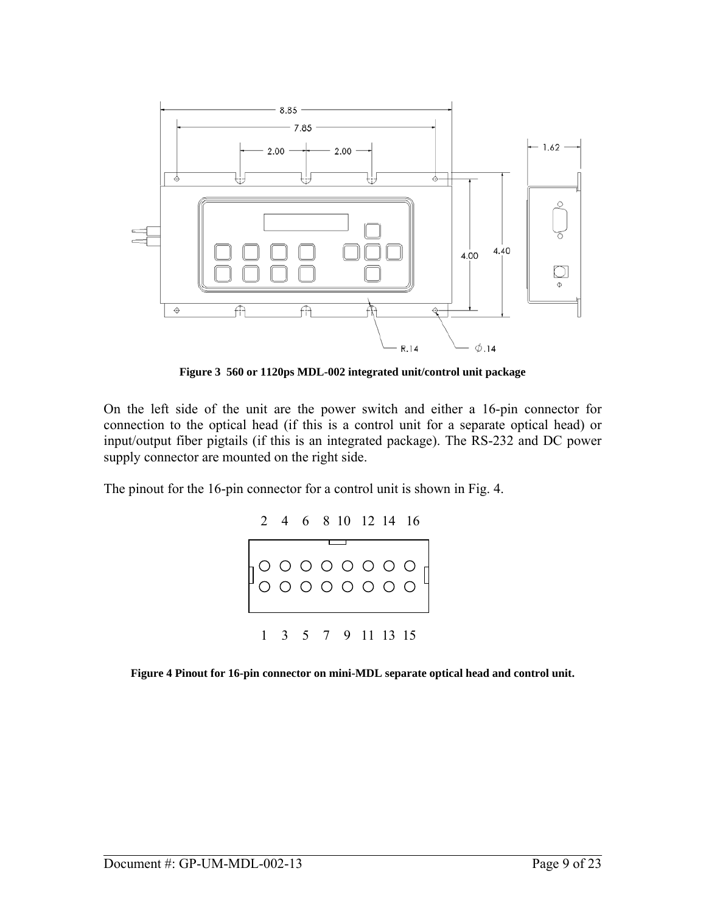Figure 3 560 or 1120ps MDL-002 integrated unit/control unit package

On the left side of the unit are the power switch and either a 16-pin connector for connection to the optical head (if this is a control unit for a separate optical head) or input/output fiber pigtails (if this is an integrated package). The RS-232 and DC power supply connector are mounted on the right side.

The pinout for the 16-pin connector for a control unit is shown in Fig. 4.

Figure 4 Pinout for 16-pin connector on mini-MDL separate optical head and control unit.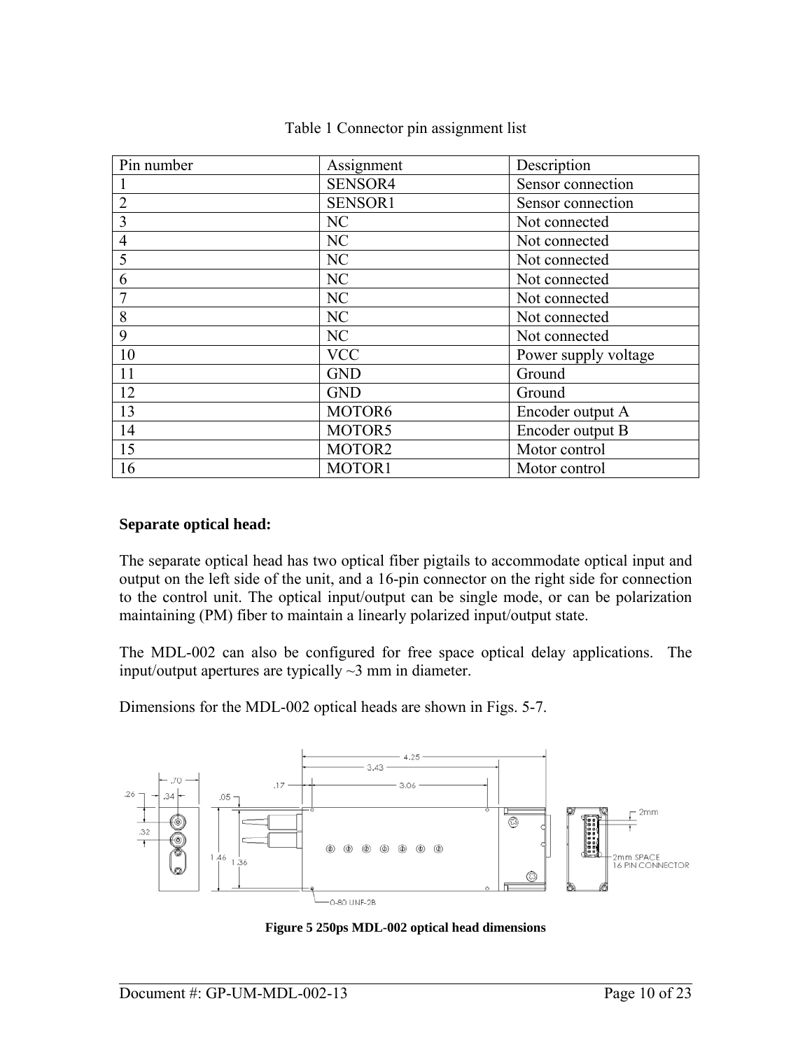Table 1 Connector pin assignment list

| Pin number | Assignment | Description |
|---|---|---|
| 1 | SENSOR4 | Sensor connection |
| 2 | SENSOR1 | Sensor connection |
| 3 | NC | Not connected |
| 4 | NC | Not connected |
| 5 | NC | Not connected |
| 6 | NC | Not connected |
| 7 | NC | Not connected |
| 8 | NC | Not connected |
| 9 | NC | Not connected |
| 10 | VCC | Power supply voltage |
| 11 | GND | Ground |
| 12 | GND | Ground |
| 13 | MOTOR6 | Encoder output A |
| 14 | MOTOR5 | Encoder output B |
| 15 | MOTOR2 | Motor control |
| 16 | MOTOR1 | Motor control |

**Separate optical head:**

The separate optical head has two optical fiber pigtails to accommodate optical input and output on the left side of the unit, and a 16-pin connector on the right side for connection to the control unit. The optical input/output can be single mode, or can be polarization maintaining (PM) fiber to maintain a linearly polarized input/output state.

The MDL-002 can also be configured for free space optical delay applications. The input/output apertures are typically ~3 mm in diameter.

Dimensions for the MDL-002 optical heads are shown in Figs. 5-7.

**Figure 5 250ps MDL-002 optical head dimensions**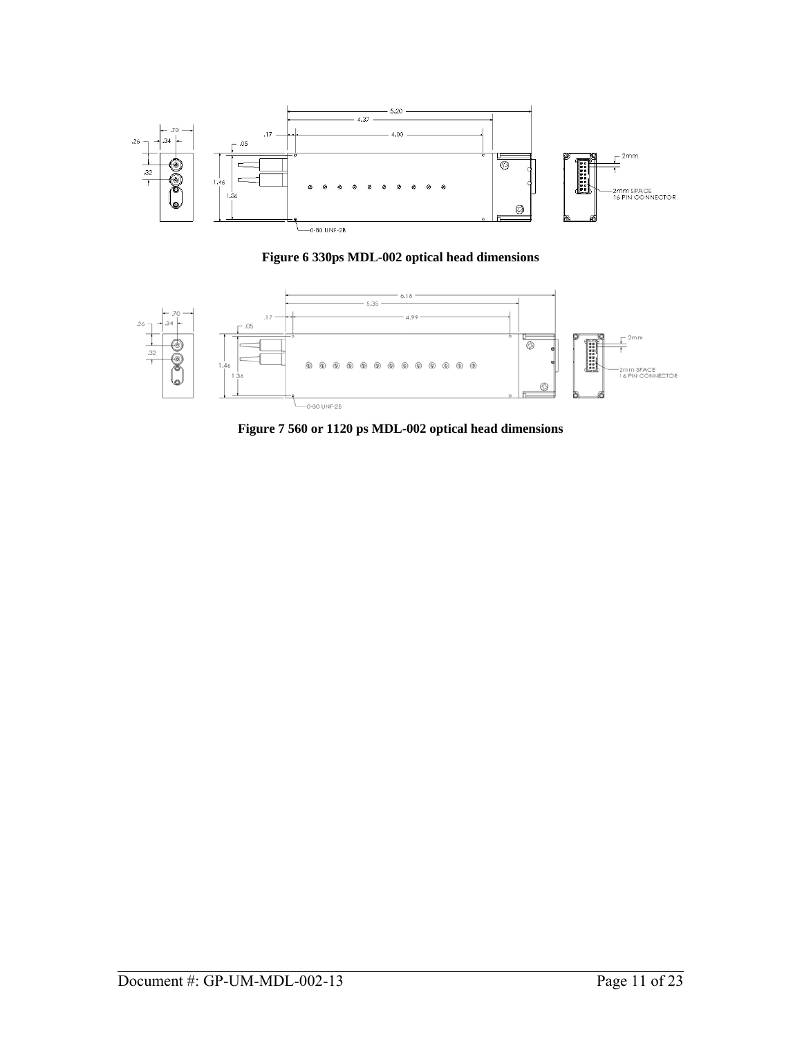Figure 6 330ps MDL-002 optical head dimensions

Figure 7 560 or 1120 ps MDL-002 optical head dimensions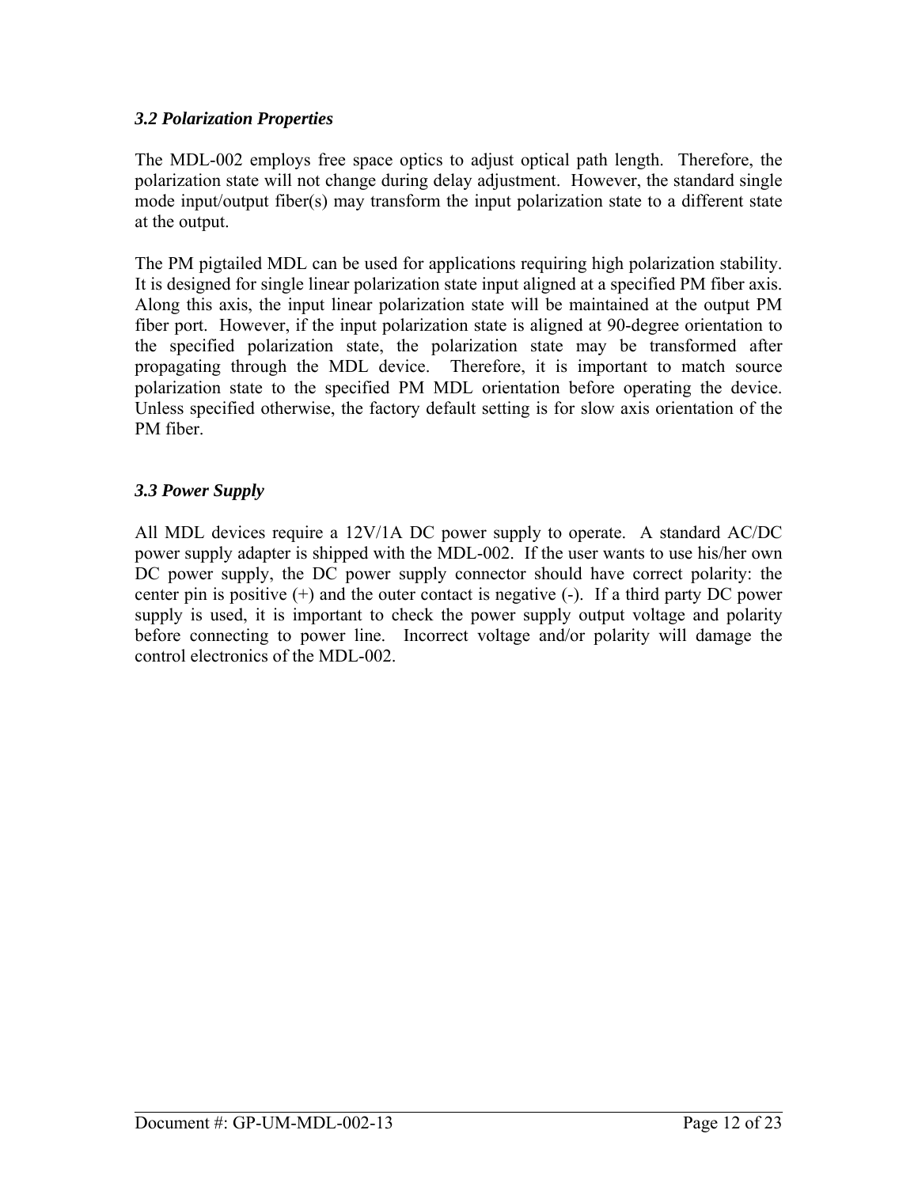### *3.2 Polarization Properties*

The MDL-002 employs free space optics to adjust optical path length. Therefore, the polarization state will not change during delay adjustment. However, the standard single mode input/output fiber(s) may transform the input polarization state to a different state at the output.

The PM pigtailed MDL can be used for applications requiring high polarization stability. It is designed for single linear polarization state input aligned at a specified PM fiber axis. Along this axis, the input linear polarization state will be maintained at the output PM fiber port. However, if the input polarization state is aligned at 90-degree orientation to the specified polarization state, the polarization state may be transformed after propagating through the MDL device. Therefore, it is important to match source polarization state to the specified PM MDL orientation before operating the device. Unless specified otherwise, the factory default setting is for slow axis orientation of the PM fiber.

### *3.3 Power Supply*

All MDL devices require a 12V/1A DC power supply to operate. A standard AC/DC power supply adapter is shipped with the MDL-002. If the user wants to use his/her own DC power supply, the DC power supply connector should have correct polarity: the center pin is positive (+) and the outer contact is negative (-). If a third party DC power supply is used, it is important to check the power supply output voltage and polarity before connecting to power line. Incorrect voltage and/or polarity will damage the control electronics of the MDL-002.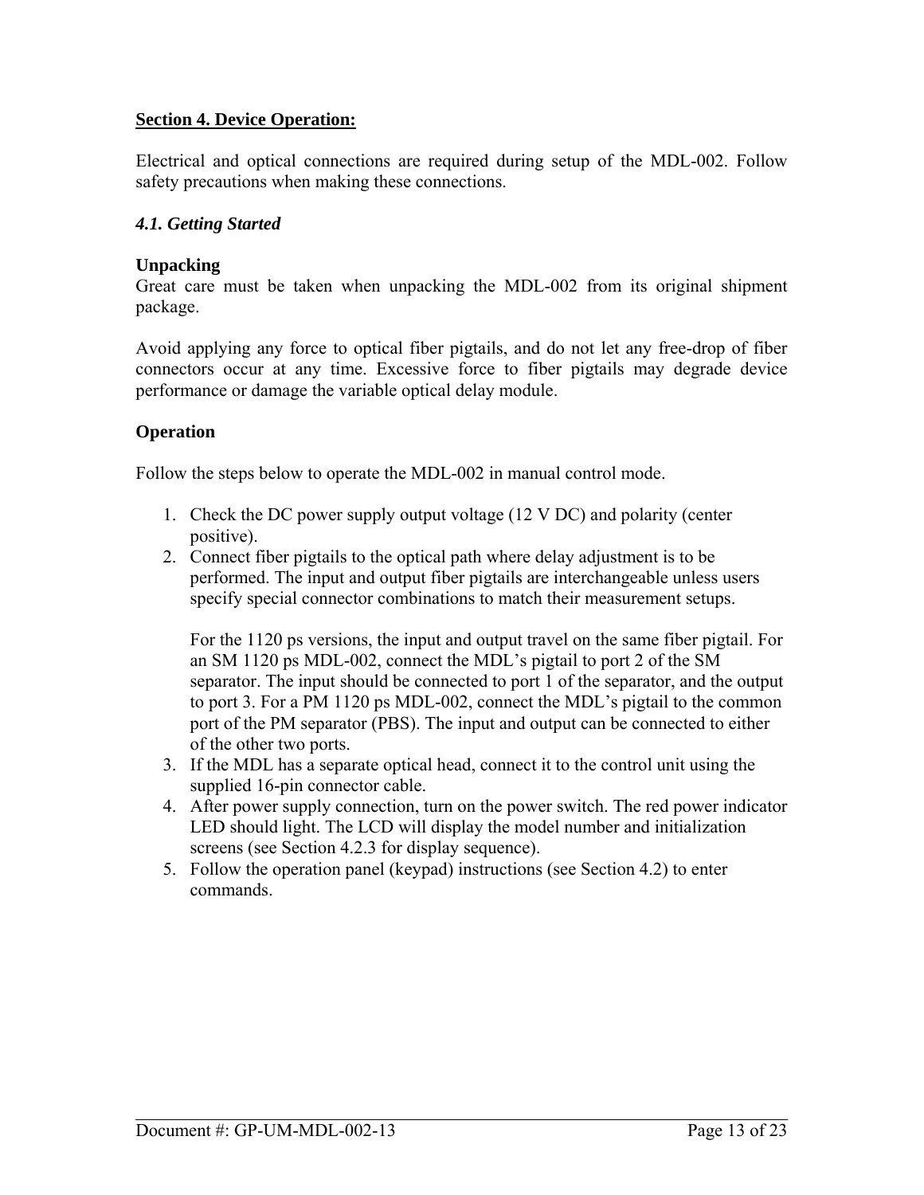## Section 4. Device Operation:

Electrical and optical connections are required during setup of the MDL-002. Follow safety precautions when making these connections.

### *4.1. Getting Started*

**Unpacking**

Great care must be taken when unpacking the MDL-002 from its original shipment package.

Avoid applying any force to optical fiber pigtails, and do not let any free-drop of fiber connectors occur at any time. Excessive force to fiber pigtails may degrade device performance or damage the variable optical delay module.

**Operation**

Follow the steps below to operate the MDL-002 in manual control mode.

1. Check the DC power supply output voltage (12 V DC) and polarity (center positive).
2. Connect fiber pigtails to the optical path where delay adjustment is to be performed. The input and output fiber pigtails are interchangeable unless users specify special connector combinations to match their measurement setups.

   For the 1120 ps versions, the input and output travel on the same fiber pigtail. For an SM 1120 ps MDL-002, connect the MDL's pigtail to port 2 of the SM separator. The input should be connected to port 1 of the separator, and the output to port 3. For a PM 1120 ps MDL-002, connect the MDL's pigtail to the common port of the PM separator (PBS). The input and output can be connected to either of the other two ports.
3. If the MDL has a separate optical head, connect it to the control unit using the supplied 16-pin connector cable.
4. After power supply connection, turn on the power switch. The red power indicator LED should light. The LCD will display the model number and initialization screens (see Section 4.2.3 for display sequence).
5. Follow the operation panel (keypad) instructions (see Section 4.2) to enter commands.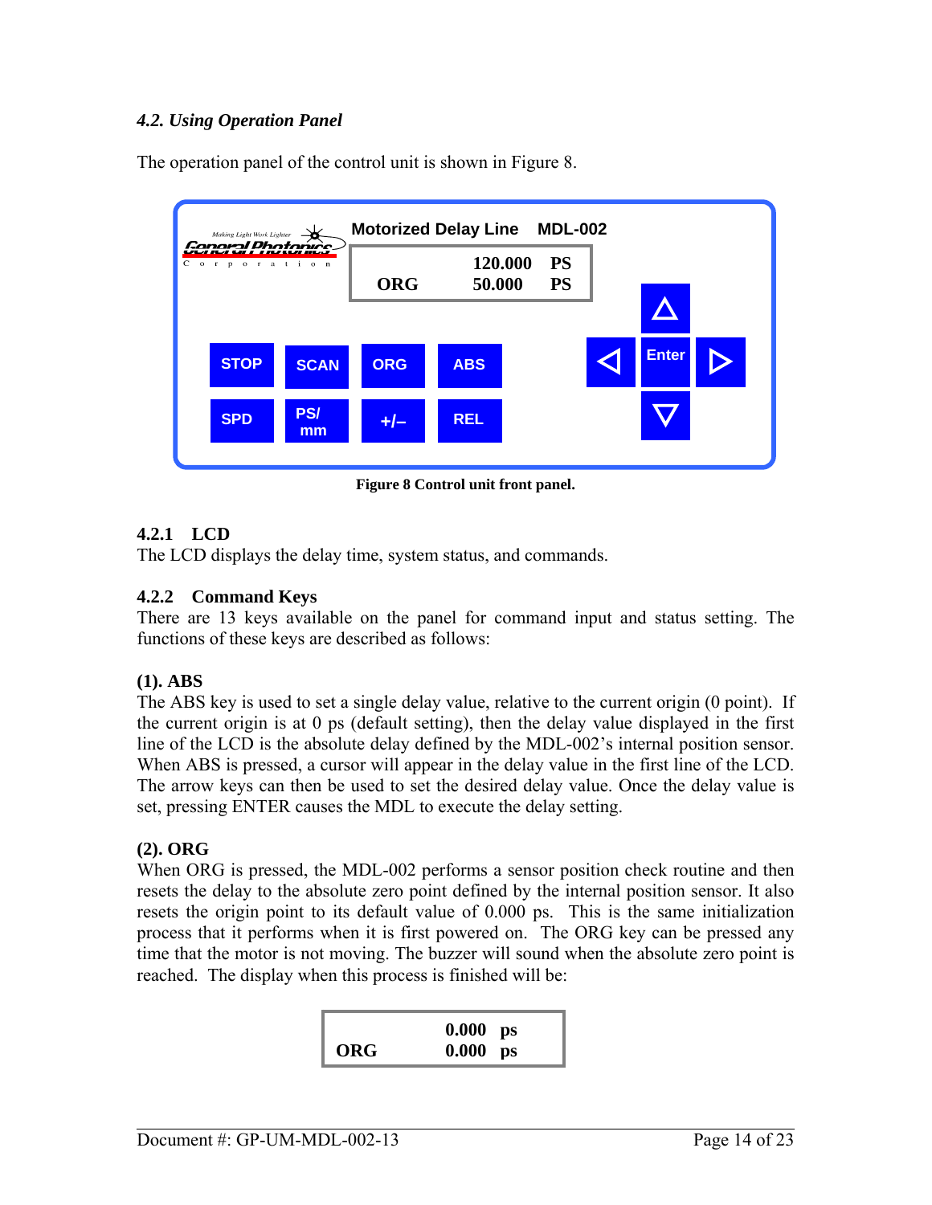### *4.2. Using Operation Panel*

The operation panel of the control unit is shown in Figure 8.

Figure 8 Control unit front panel.

#### 4.2.1 LCD

The LCD displays the delay time, system status, and commands.

#### 4.2.2 Command Keys

There are 13 keys available on the panel for command input and status setting. The functions of these keys are described as follows:

**(1). ABS**

The ABS key is used to set a single delay value, relative to the current origin (0 point). If the current origin is at 0 ps (default setting), then the delay value displayed in the first line of the LCD is the absolute delay defined by the MDL-002's internal position sensor. When ABS is pressed, a cursor will appear in the delay value in the first line of the LCD. The arrow keys can then be used to set the desired delay value. Once the delay value is set, pressing ENTER causes the MDL to execute the delay setting.

**(2). ORG**

When ORG is pressed, the MDL-002 performs a sensor position check routine and then resets the delay to the absolute zero point defined by the internal position sensor. It also resets the origin point to its default value of 0.000 ps. This is the same initialization process that it performs when it is first powered on. The ORG key can be pressed any time that the motor is not moving. The buzzer will sound when the absolute zero point is reached. The display when this process is finished will be:

```
          0.000  ps
ORG       0.000  ps
```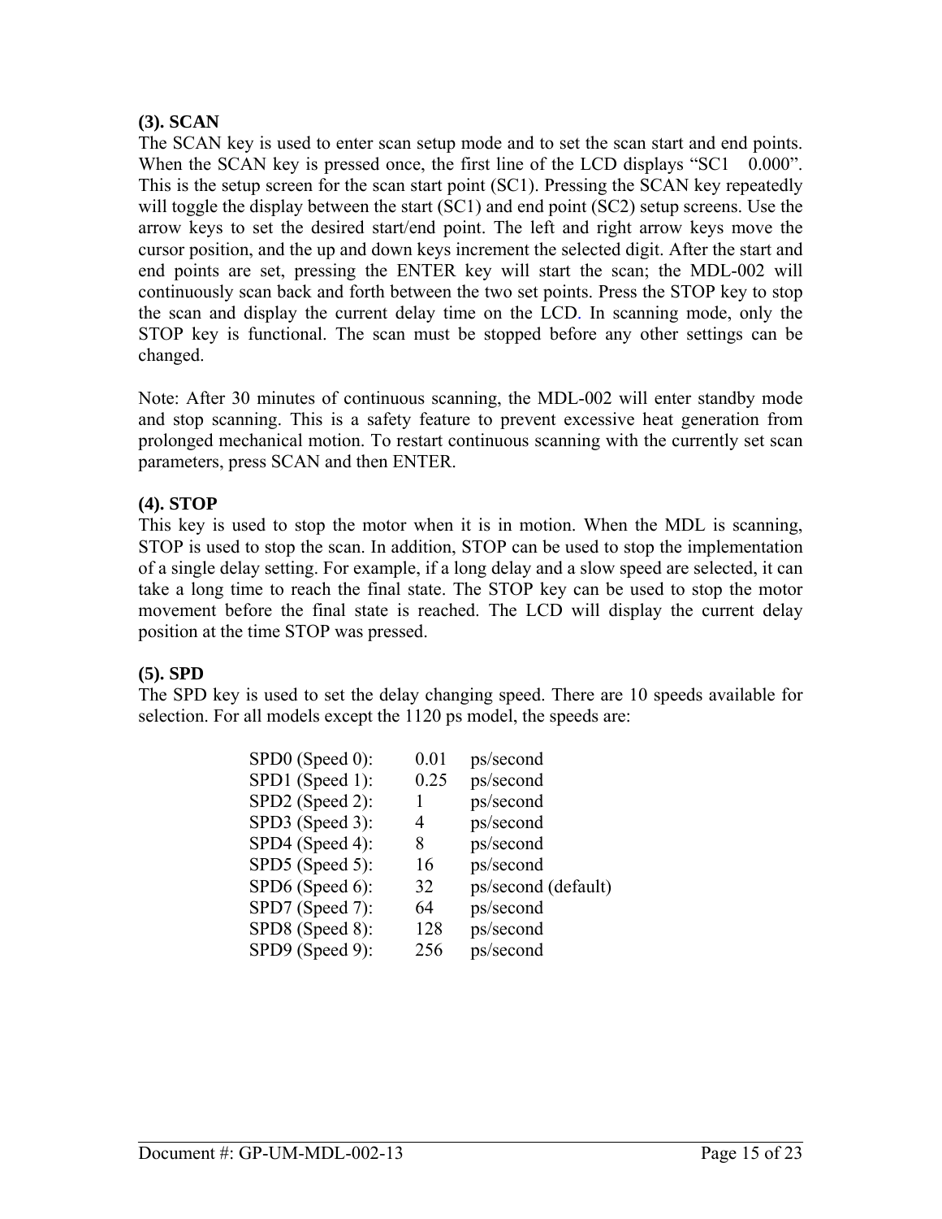**(3). SCAN**

The SCAN key is used to enter scan setup mode and to set the scan start and end points. When the SCAN key is pressed once, the first line of the LCD displays “SC1    0.000”. This is the setup screen for the scan start point (SC1). Pressing the SCAN key repeatedly will toggle the display between the start (SC1) and end point (SC2) setup screens. Use the arrow keys to set the desired start/end point. The left and right arrow keys move the cursor position, and the up and down keys increment the selected digit. After the start and end points are set, pressing the ENTER key will start the scan; the MDL-002 will continuously scan back and forth between the two set points. Press the STOP key to stop the scan and display the current delay time on the LCD. In scanning mode, only the STOP key is functional. The scan must be stopped before any other settings can be changed.

Note: After 30 minutes of continuous scanning, the MDL-002 will enter standby mode and stop scanning. This is a safety feature to prevent excessive heat generation from prolonged mechanical motion. To restart continuous scanning with the currently set scan parameters, press SCAN and then ENTER.

**(4). STOP**

This key is used to stop the motor when it is in motion. When the MDL is scanning, STOP is used to stop the scan. In addition, STOP can be used to stop the implementation of a single delay setting. For example, if a long delay and a slow speed are selected, it can take a long time to reach the final state. The STOP key can be used to stop the motor movement before the final state is reached. The LCD will display the current delay position at the time STOP was pressed.

**(5). SPD**

The SPD key is used to set the delay changing speed. There are 10 speeds available for selection. For all models except the 1120 ps model, the speeds are:

| | | |
|---|---|---|
| SPD0 (Speed 0): | 0.01 | ps/second |
| SPD1 (Speed 1): | 0.25 | ps/second |
| SPD2 (Speed 2): | 1 | ps/second |
| SPD3 (Speed 3): | 4 | ps/second |
| SPD4 (Speed 4): | 8 | ps/second |
| SPD5 (Speed 5): | 16 | ps/second |
| SPD6 (Speed 6): | 32 | ps/second (default) |
| SPD7 (Speed 7): | 64 | ps/second |
| SPD8 (Speed 8): | 128 | ps/second |
| SPD9 (Speed 9): | 256 | ps/second |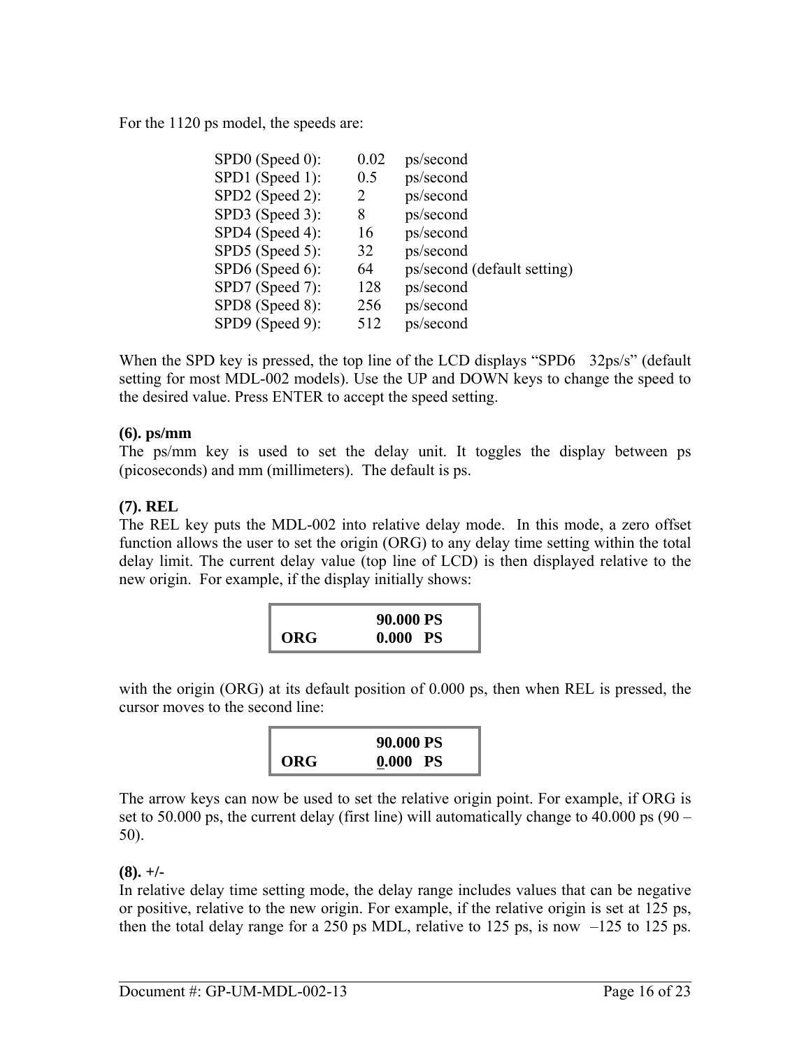For the 1120 ps model, the speeds are:

| | | |
|---|---|---|
| SPD0 (Speed 0): | 0.02 | ps/second |
| SPD1 (Speed 1): | 0.5 | ps/second |
| SPD2 (Speed 2): | 2 | ps/second |
| SPD3 (Speed 3): | 8 | ps/second |
| SPD4 (Speed 4): | 16 | ps/second |
| SPD5 (Speed 5): | 32 | ps/second |
| SPD6 (Speed 6): | 64 | ps/second (default setting) |
| SPD7 (Speed 7): | 128 | ps/second |
| SPD8 (Speed 8): | 256 | ps/second |
| SPD9 (Speed 9): | 512 | ps/second |

When the SPD key is pressed, the top line of the LCD displays "SPD6 32ps/s" (default setting for most MDL-002 models). Use the UP and DOWN keys to change the speed to the desired value. Press ENTER to accept the speed setting.

**(6). ps/mm**

The ps/mm key is used to set the delay unit. It toggles the display between ps (picoseconds) and mm (millimeters). The default is ps.

**(7). REL**

The REL key puts the MDL-002 into relative delay mode. In this mode, a zero offset function allows the user to set the origin (ORG) to any delay time setting within the total delay limit. The current delay value (top line of LCD) is then displayed relative to the new origin. For example, if the display initially shows:

```
            90.000 PS
ORG         0.000  PS
```

with the origin (ORG) at its default position of 0.000 ps, then when REL is pressed, the cursor moves to the second line:

```
            90.000 PS
ORG         0.000  PS
```

The arrow keys can now be used to set the relative origin point. For example, if ORG is set to 50.000 ps, the current delay (first line) will automatically change to 40.000 ps (90 – 50).

**(8). +/-**

In relative delay time setting mode, the delay range includes values that can be negative or positive, relative to the new origin. For example, if the relative origin is set at 125 ps, then the total delay range for a 250 ps MDL, relative to 125 ps, is now –125 to 125 ps.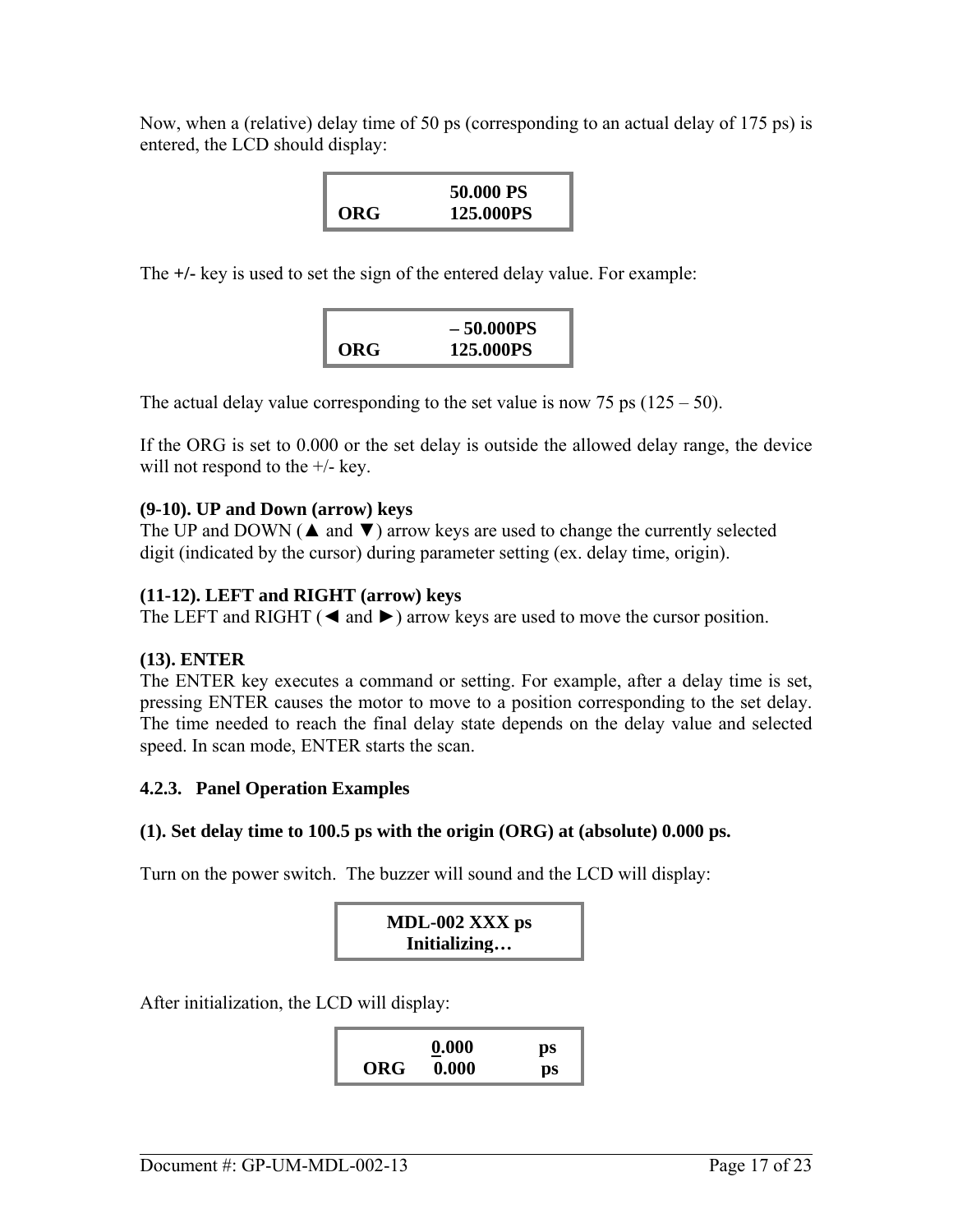Now, when a (relative) delay time of 50 ps (corresponding to an actual delay of 175 ps) is entered, the LCD should display:

```
          50.000 PS
ORG      125.000PS
```

The **+/-** key is used to set the sign of the entered delay value. For example:

```
         – 50.000PS
ORG      125.000PS
```

The actual delay value corresponding to the set value is now 75 ps (125 – 50).

If the ORG is set to 0.000 or the set delay is outside the allowed delay range, the device will not respond to the +/- key.

**(9-10). UP and Down (arrow) keys**

The UP and DOWN (▲ and ▼) arrow keys are used to change the currently selected digit (indicated by the cursor) during parameter setting (ex. delay time, origin).

**(11-12). LEFT and RIGHT (arrow) keys**

The LEFT and RIGHT (◄ and ►) arrow keys are used to move the cursor position.

**(13). ENTER**

The ENTER key executes a command or setting. For example, after a delay time is set, pressing ENTER causes the motor to move to a position corresponding to the set delay. The time needed to reach the final delay state depends on the delay value and selected speed. In scan mode, ENTER starts the scan.

### 4.2.3. Panel Operation Examples

**(1). Set delay time to 100.5 ps with the origin (ORG) at (absolute) 0.000 ps.**

Turn on the power switch. The buzzer will sound and the LCD will display:

```
  MDL-002 XXX ps
   Initializing…
```

After initialization, the LCD will display:

```
       0.000      ps
ORG    0.000      ps
```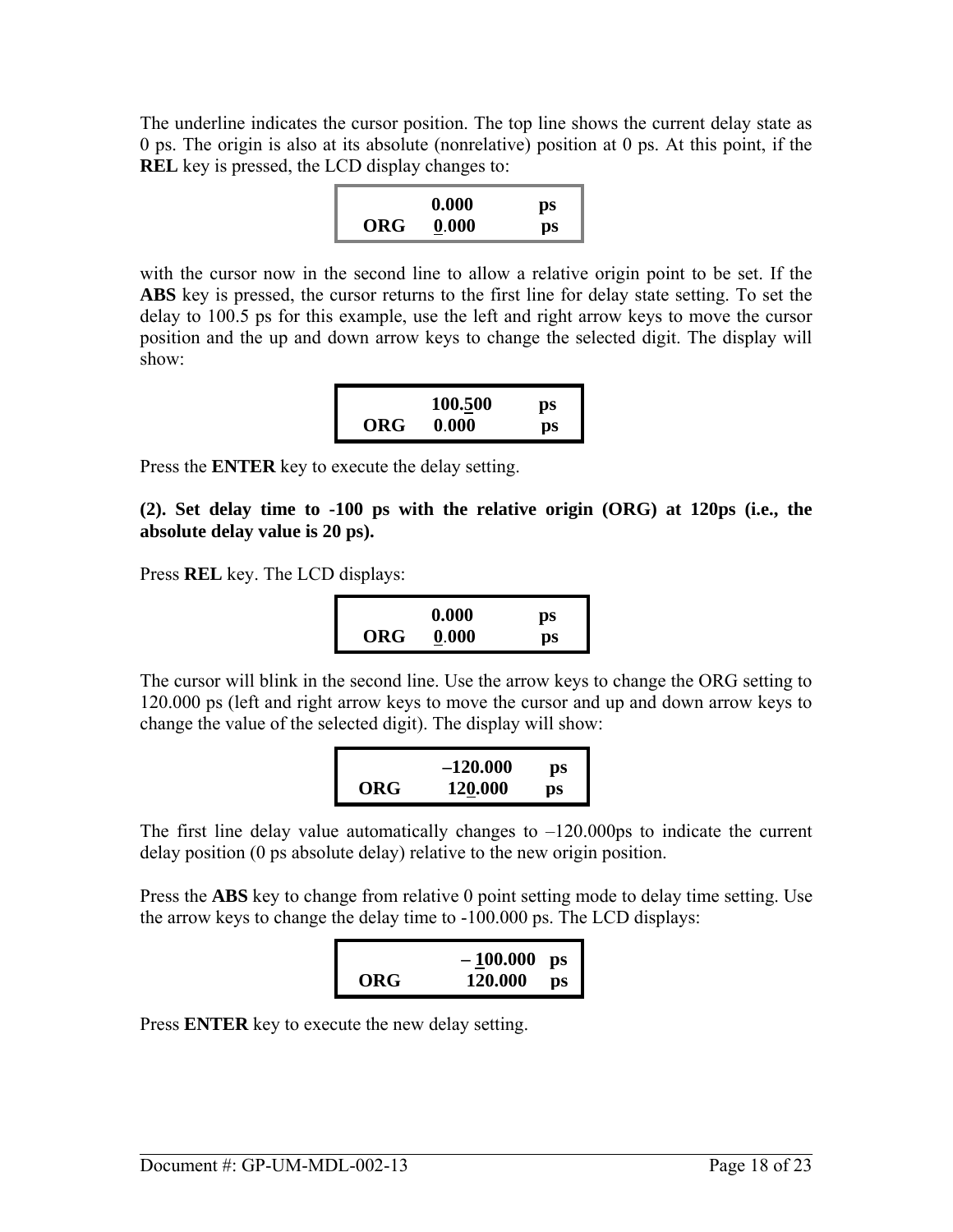The underline indicates the cursor position. The top line shows the current delay state as 0 ps. The origin is also at its absolute (nonrelative) position at 0 ps. At this point, if the **REL** key is pressed, the LCD display changes to:

```
        0.000      ps
ORG     0.000      ps
```

with the cursor now in the second line to allow a relative origin point to be set. If the **ABS** key is pressed, the cursor returns to the first line for delay state setting. To set the delay to 100.5 ps for this example, use the left and right arrow keys to move the cursor position and the up and down arrow keys to change the selected digit. The display will show:

```
        100.500    ps
ORG     0.000      ps
```

Press the **ENTER** key to execute the delay setting.

**(2). Set delay time to -100 ps with the relative origin (ORG) at 120ps (i.e., the absolute delay value is 20 ps).**

Press **REL** key. The LCD displays:

```
        0.000      ps
ORG     0.000      ps
```

The cursor will blink in the second line. Use the arrow keys to change the ORG setting to 120.000 ps (left and right arrow keys to move the cursor and up and down arrow keys to change the value of the selected digit). The display will show:

```
        –120.000   ps
ORG      120.000   ps
```

The first line delay value automatically changes to –120.000ps to indicate the current delay position (0 ps absolute delay) relative to the new origin position.

Press the **ABS** key to change from relative 0 point setting mode to delay time setting. Use the arrow keys to change the delay time to -100.000 ps. The LCD displays:

```
        – 100.000  ps
ORG       120.000  ps
```

Press **ENTER** key to execute the new delay setting.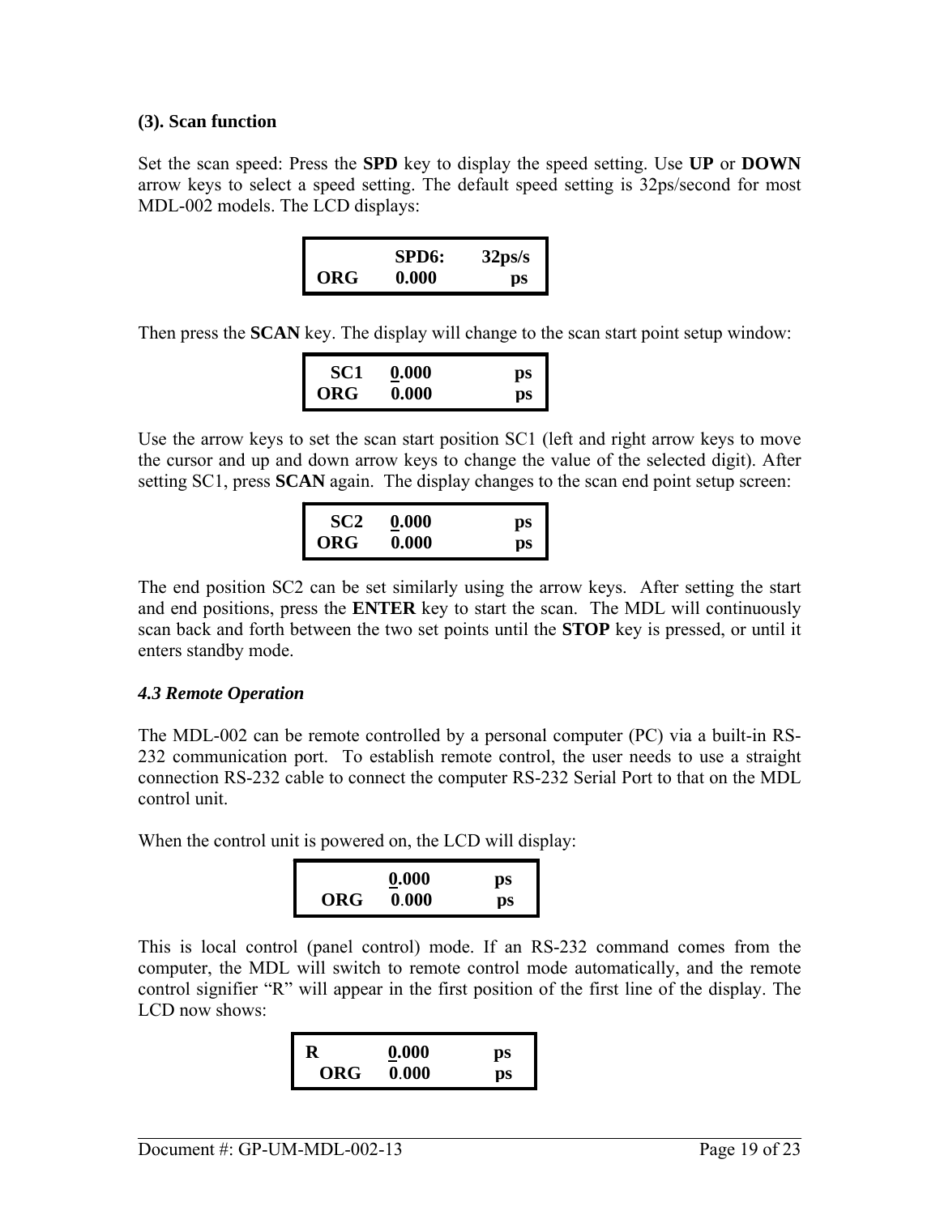**(3). Scan function**

Set the scan speed: Press the **SPD** key to display the speed setting. Use **UP** or **DOWN** arrow keys to select a speed setting. The default speed setting is 32ps/second for most MDL-002 models. The LCD displays:

```
        SPD6:    32ps/s
ORG     0.000        ps
```

Then press the **SCAN** key. The display will change to the scan start point setup window:

```
 SC1    0.000        ps
ORG     0.000        ps
```

Use the arrow keys to set the scan start position SC1 (left and right arrow keys to move the cursor and up and down arrow keys to change the value of the selected digit). After setting SC1, press **SCAN** again. The display changes to the scan end point setup screen:

```
 SC2    0.000        ps
ORG     0.000        ps
```

The end position SC2 can be set similarly using the arrow keys. After setting the start and end positions, press the **ENTER** key to start the scan. The MDL will continuously scan back and forth between the two set points until the **STOP** key is pressed, or until it enters standby mode.

### *4.3 Remote Operation*

The MDL-002 can be remote controlled by a personal computer (PC) via a built-in RS-232 communication port. To establish remote control, the user needs to use a straight connection RS-232 cable to connect the computer RS-232 Serial Port to that on the MDL control unit.

When the control unit is powered on, the LCD will display:

```
        0.000      ps
 ORG    0.000      ps
```

This is local control (panel control) mode. If an RS-232 command comes from the computer, the MDL will switch to remote control mode automatically, and the remote control signifier "R" will appear in the first position of the first line of the display. The LCD now shows:

```
R       0.000      ps
 ORG    0.000      ps
```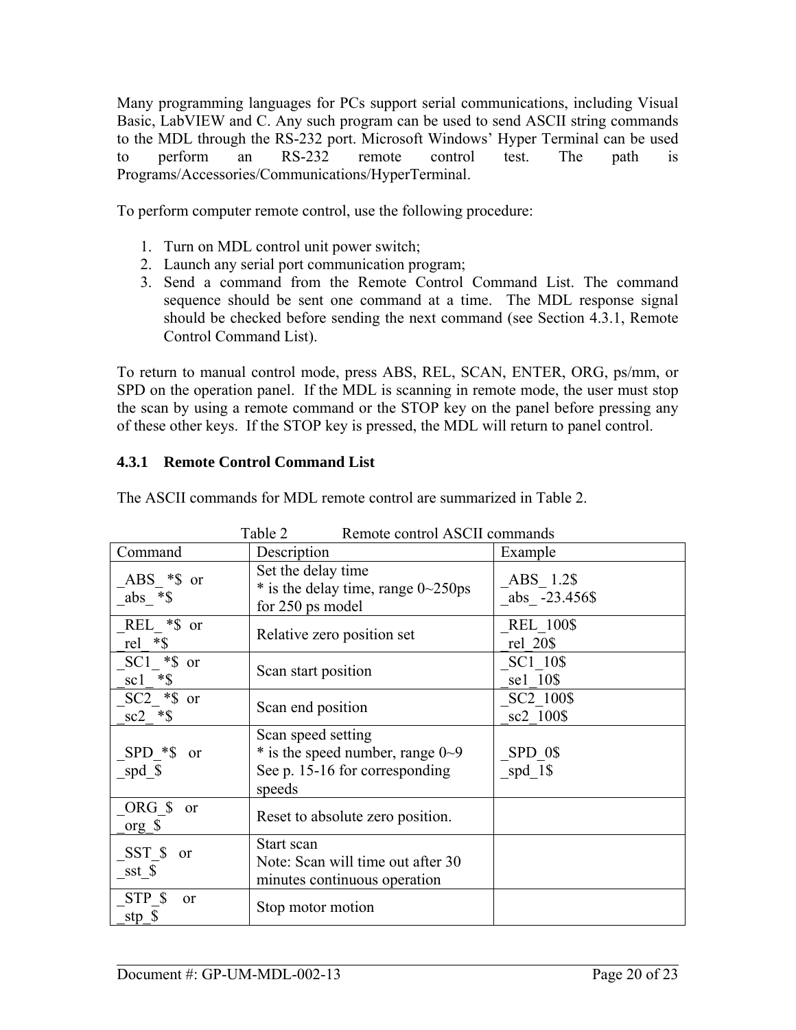Many programming languages for PCs support serial communications, including Visual Basic, LabVIEW and C. Any such program can be used to send ASCII string commands to the MDL through the RS-232 port. Microsoft Windows' Hyper Terminal can be used to perform an RS-232 remote control test. The path is Programs/Accessories/Communications/HyperTerminal.

To perform computer remote control, use the following procedure:

1. Turn on MDL control unit power switch;
2. Launch any serial port communication program;
3. Send a command from the Remote Control Command List. The command sequence should be sent one command at a time. The MDL response signal should be checked before sending the next command (see Section 4.3.1, Remote Control Command List).

To return to manual control mode, press ABS, REL, SCAN, ENTER, ORG, ps/mm, or SPD on the operation panel. If the MDL is scanning in remote mode, the user must stop the scan by using a remote command or the STOP key on the panel before pressing any of these other keys. If the STOP key is pressed, the MDL will return to panel control.

### 4.3.1 Remote Control Command List

The ASCII commands for MDL remote control are summarized in Table 2.

Table 2 Remote control ASCII commands

| Command | Description | Example |
|---|---|---|
| _ABS_ *$ or<br>_abs_ *$ | Set the delay time<br>* is the delay time, range 0~250ps for 250 ps model | _ABS_ 1.2$<br>_abs_ -23.456$ |
| _REL_ *$ or<br>_rel_ *$ | Relative zero position set | _REL_100$<br>_rel_20$ |
| _SC1_ *$ or<br>_sc1_ *$ | Scan start position | _SC1_10$<br>_se1_10$ |
| _SC2_ *$ or<br>_sc2_ *$ | Scan end position | _SC2_100$<br>_sc2_100$ |
| _SPD_*$ or<br>_spd_$ | Scan speed setting<br>* is the speed number, range 0~9<br>See p. 15-16 for corresponding speeds | _SPD_0$<br>_spd_1$ |
| _ORG_$ or<br>_org_$ | Reset to absolute zero position. | |
| _SST_$ or<br>_sst_$ | Start scan<br>Note: Scan will time out after 30 minutes continuous operation | |
| _STP_$ or<br>_stp_$ | Stop motor motion | |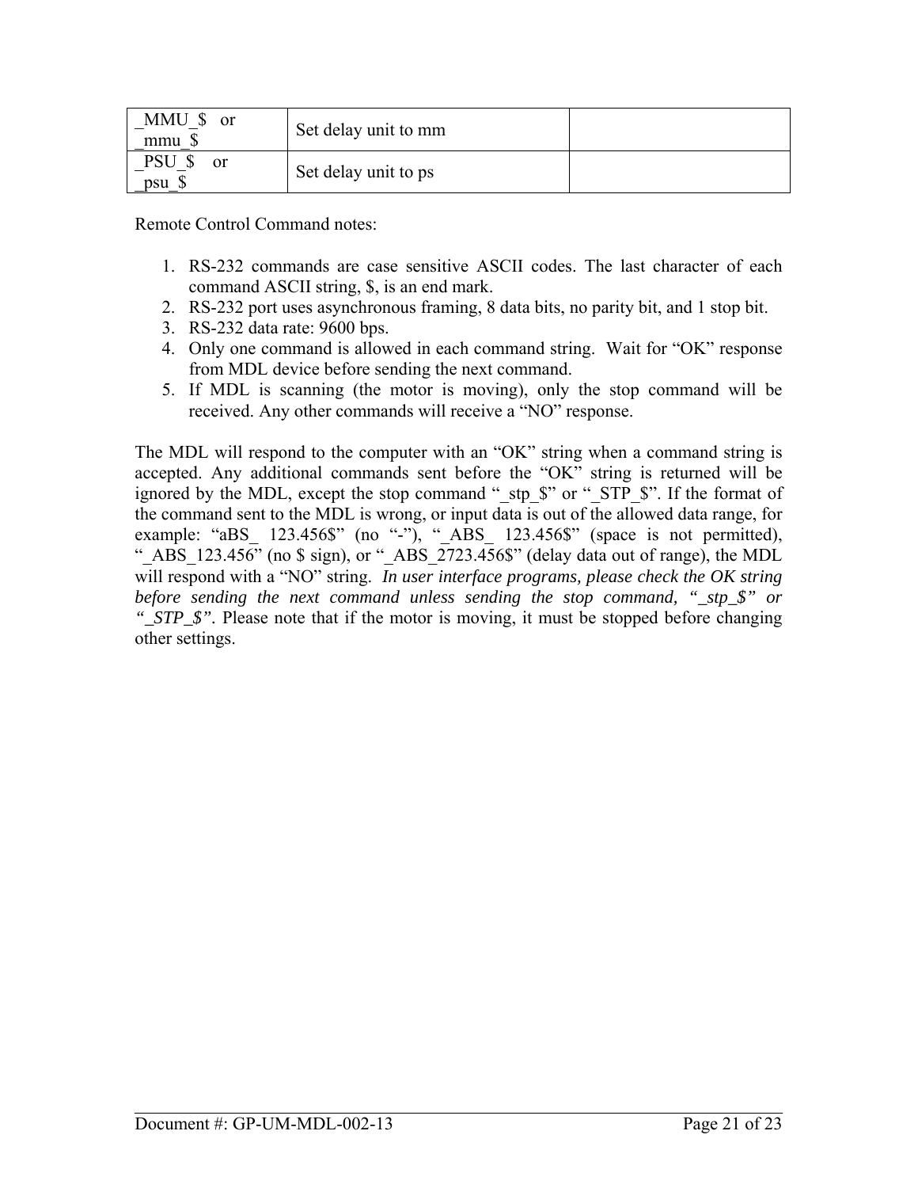| _MMU_$ or _mmu_$ | Set delay unit to mm | |
| --- | --- | --- |
| _PSU_$ or _psu_$ | Set delay unit to ps | |

Remote Control Command notes:

1. RS-232 commands are case sensitive ASCII codes. The last character of each command ASCII string, $, is an end mark.
2. RS-232 port uses asynchronous framing, 8 data bits, no parity bit, and 1 stop bit.
3. RS-232 data rate: 9600 bps.
4. Only one command is allowed in each command string. Wait for "OK" response from MDL device before sending the next command.
5. If MDL is scanning (the motor is moving), only the stop command will be received. Any other commands will receive a "NO" response.

The MDL will respond to the computer with an "OK" string when a command string is accepted. Any additional commands sent before the "OK" string is returned will be ignored by the MDL, except the stop command "_stp_$" or "_STP_$". If the format of the command sent to the MDL is wrong, or input data is out of the allowed data range, for example: "aBS_ 123.456$" (no "-"), "_ABS_ 123.456$" (space is not permitted), "_ABS_123.456" (no $ sign), or "_ABS_2723.456$" (delay data out of range), the MDL will respond with a "NO" string. *In user interface programs, please check the OK string before sending the next command unless sending the stop command, "_stp_$" or "_STP_$".* Please note that if the motor is moving, it must be stopped before changing other settings.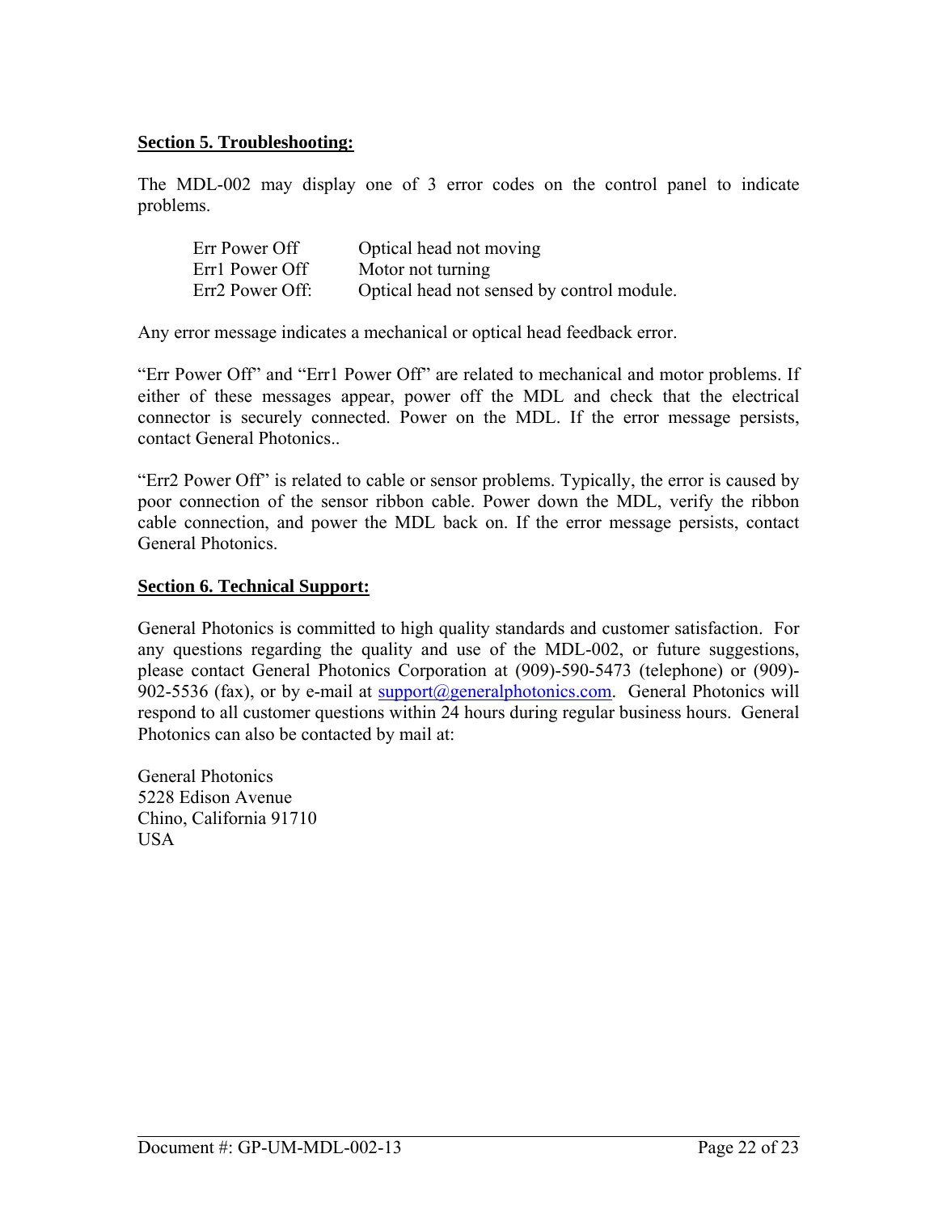## Section 5. Troubleshooting:

The MDL-002 may display one of 3 error codes on the control panel to indicate problems.

| Err Power Off | Optical head not moving |
| --- | --- |
| Err1 Power Off | Motor not turning |
| Err2 Power Off: | Optical head not sensed by control module. |

Any error message indicates a mechanical or optical head feedback error.

"Err Power Off" and "Err1 Power Off" are related to mechanical and motor problems. If either of these messages appear, power off the MDL and check that the electrical connector is securely connected. Power on the MDL. If the error message persists, contact General Photonics..

"Err2 Power Off" is related to cable or sensor problems. Typically, the error is caused by poor connection of the sensor ribbon cable. Power down the MDL, verify the ribbon cable connection, and power the MDL back on. If the error message persists, contact General Photonics.

## Section 6. Technical Support:

General Photonics is committed to high quality standards and customer satisfaction. For any questions regarding the quality and use of the MDL-002, or future suggestions, please contact General Photonics Corporation at (909)-590-5473 (telephone) or (909)-902-5536 (fax), or by e-mail at support@generalphotonics.com. General Photonics will respond to all customer questions within 24 hours during regular business hours. General Photonics can also be contacted by mail at:

General Photonics
5228 Edison Avenue
Chino, California 91710
USA

Document #: GP-UM-MDL-002-13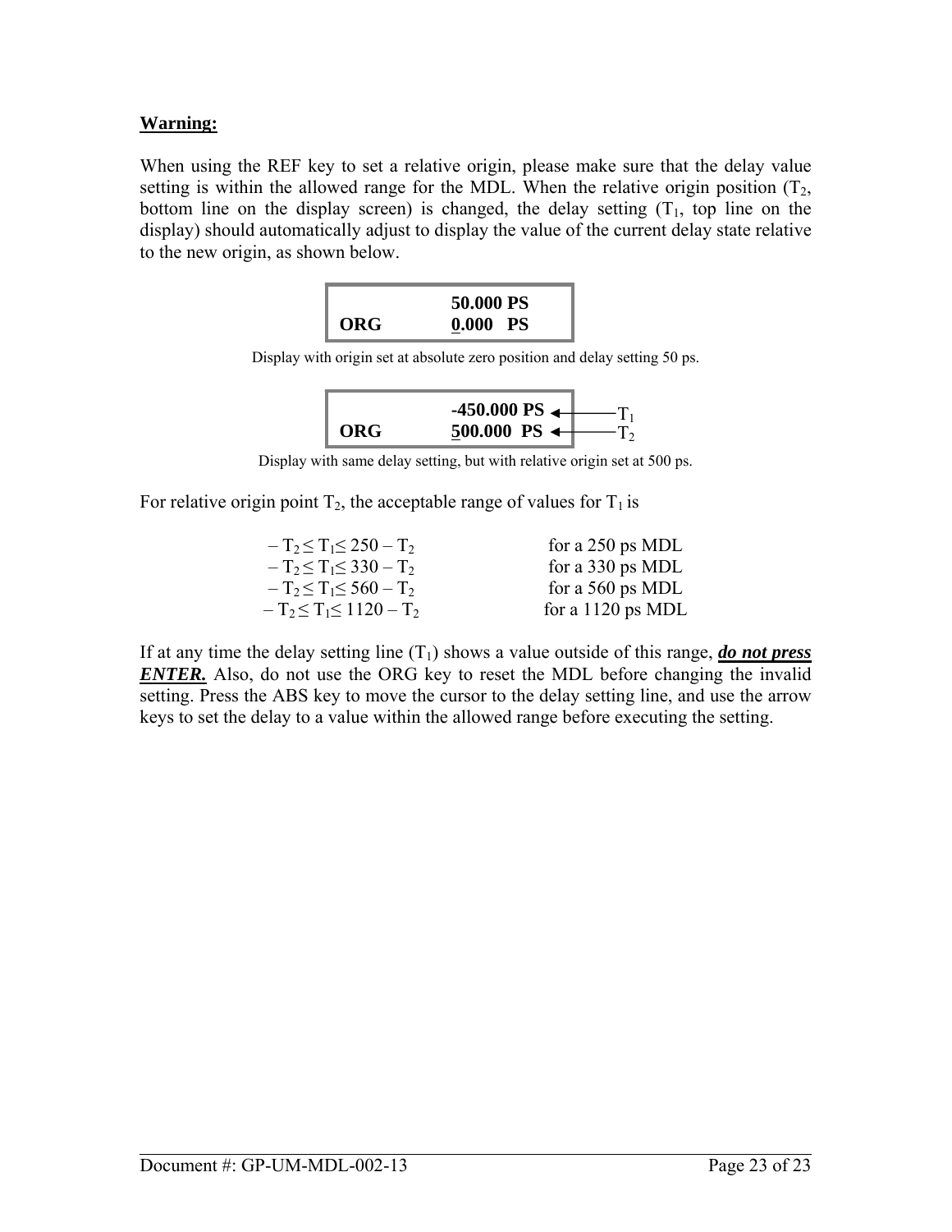**Warning:**

When using the REF key to set a relative origin, please make sure that the delay value setting is within the allowed range for the MDL. When the relative origin position ($T_2$, bottom line on the display screen) is changed, the delay setting ($T_1$, top line on the display) should automatically adjust to display the value of the current delay state relative to the new origin, as shown below.

```
        50.000 PS
ORG     0.000  PS
```

Display with origin set at absolute zero position and delay setting 50 ps.

```
        -450.000 PS  <---- T1
ORG     500.000  PS  <---- T2
```

Display with same delay setting, but with relative origin set at 500 ps.

For relative origin point $T_2$, the acceptable range of values for $T_1$ is

| | |
|---|---|
| $-T_2 \leq T_1 \leq 250 - T_2$ | for a 250 ps MDL |
| $-T_2 \leq T_1 \leq 330 - T_2$ | for a 330 ps MDL |
| $-T_2 \leq T_1 \leq 560 - T_2$ | for a 560 ps MDL |
| $-T_2 \leq T_1 \leq 1120 - T_2$ | for a 1120 ps MDL |

If at any time the delay setting line ($T_1$) shows a value outside of this range, ***do not press ENTER.*** Also, do not use the ORG key to reset the MDL before changing the invalid setting. Press the ABS key to move the cursor to the delay setting line, and use the arrow keys to set the delay to a value within the allowed range before executing the setting.